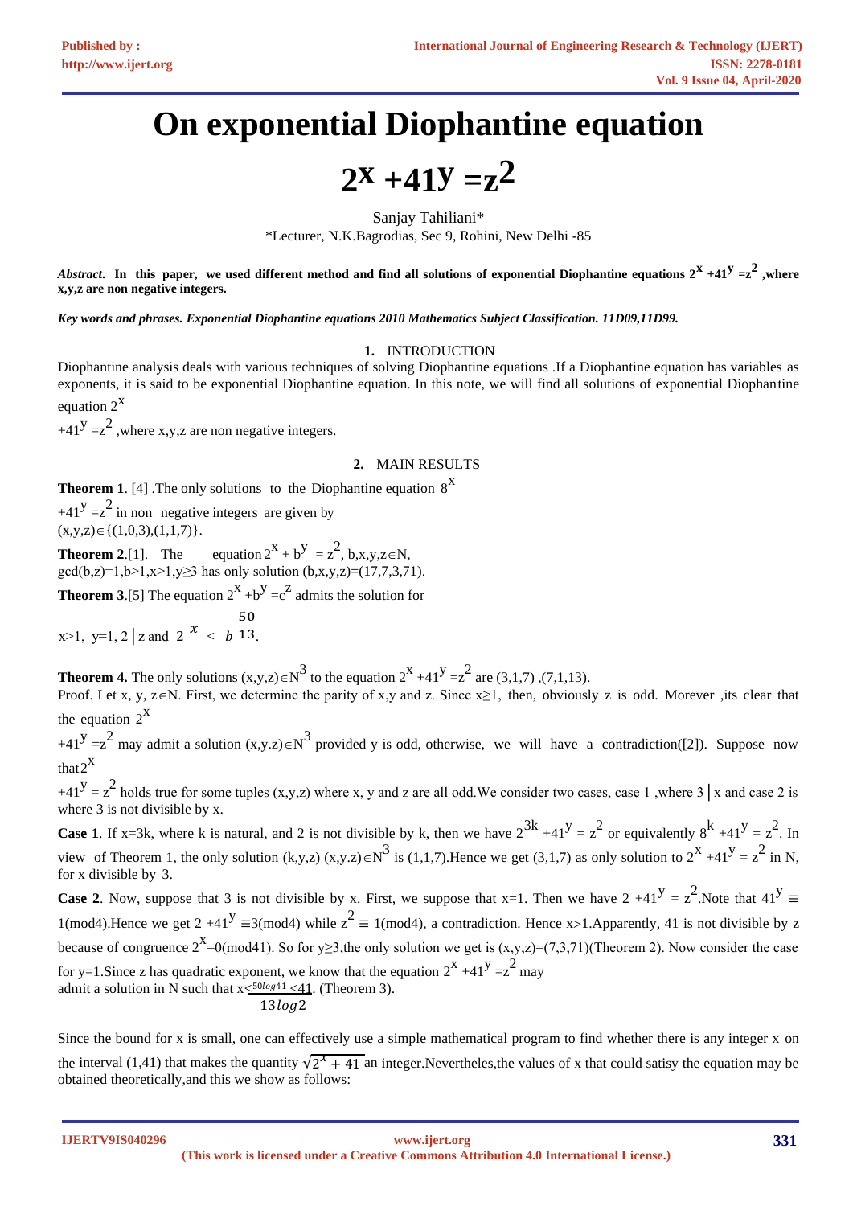# On exponential Diophantine equation

# $2^x + 41^y = z^2$

Sanjay Tahiliani*

*Lecturer, N.K.Bagrodias, Sec 9, Rohini, New Delhi -85

***Abstract*. In this paper, we used different method and find all solutions of exponential Diophantine equations $2^x + 41^y = z^2$, where x,y,z are non negative integers.**

***Key words and phrases. Exponential Diophantine equations 2010 Mathematics Subject Classification. 11D09,11D99.***

## 1. INTRODUCTION

Diophantine analysis deals with various techniques of solving Diophantine equations .If a Diophantine equation has variables as exponents, it is said to be exponential Diophantine equation. In this note, we will find all solutions of exponential Diophantine equation $2^x + 41^y = z^2$, where x,y,z are non negative integers.

## 2. MAIN RESULTS

**Theorem 1**. [4] .The only solutions to the Diophantine equation $8^x + 41^y = z^2$ in non negative integers are given by $(x,y,z) \in \{(1,0,3),(1,1,7)\}$.

**Theorem 2**.[1]. The equation $2^x + b^y = z^2$, $b,x,y,z \in N$, $\gcd(b,z)=1, b>1, x>1, y \geq 3$ has only solution $(b,x,y,z)=(17,7,3,71)$.

**Theorem 3**.[5] The equation $2^x + b^y = c^z$ admits the solution for $x>1$, $y=1$, $2 \mid z$ and $2^x < b^{\frac{50}{13}}$.

**Theorem 4.** The only solutions $(x,y,z) \in N^3$ to the equation $2^x + 41^y = z^2$ are (3,1,7) ,(7,1,13).

Proof. Let x, y, $z \in N$. First, we determine the parity of x,y and z. Since $x \geq 1$, then, obviously z is odd. Morever ,its clear that the equation $2^x + 41^y = z^2$ may admit a solution $(x,y.z) \in N^3$ provided y is odd, otherwise, we will have a contradiction([2]). Suppose now that $2^x + 41^y = z^2$ holds true for some tuples (x,y,z) where x, y and z are all odd.We consider two cases, case 1 ,where $3 \mid x$ and case 2 is where 3 is not divisible by x.

**Case 1**. If x=3k, where k is natural, and 2 is not divisible by k, then we have $2^{3k} + 41^y = z^2$ or equivalently $8^k + 41^y = z^2$. In view of Theorem 1, the only solution (k,y,z) $(x,y.z) \in N^3$ is (1,1,7).Hence we get (3,1,7) as only solution to $2^x + 41^y = z^2$ in N, for x divisible by 3.

**Case 2**. Now, suppose that 3 is not divisible by x. First, we suppose that x=1. Then we have $2 + 41^y = z^2$.Note that $41^y \equiv 1 (\text{mod}4)$.Hence we get $2 + 41^y \equiv 3 (\text{mod}4)$ while $z^2 \equiv 1 (\text{mod}4)$, a contradiction. Hence x>1.Apparently, 41 is not divisible by z because of congruence $2^x = 0 (\text{mod}41)$. So for $y \geq 3$,the only solution we get is (x,y,z)=(7,3,71)(Theorem 2). Now consider the case for y=1.Since z has quadratic exponent, we know that the equation $2^x + 41^y = z^2$ may admit a solution in N such that $x < \frac{50 \log 41}{13 \log 2} < 41$. (Theorem 3).

Since the bound for x is small, one can effectively use a simple mathematical program to find whether there is any integer x on the interval (1,41) that makes the quantity $\sqrt{2^x + 41}$ an integer.Nevertheles,the values of x that could satisy the equation may be obtained theoretically,and this we show as follows: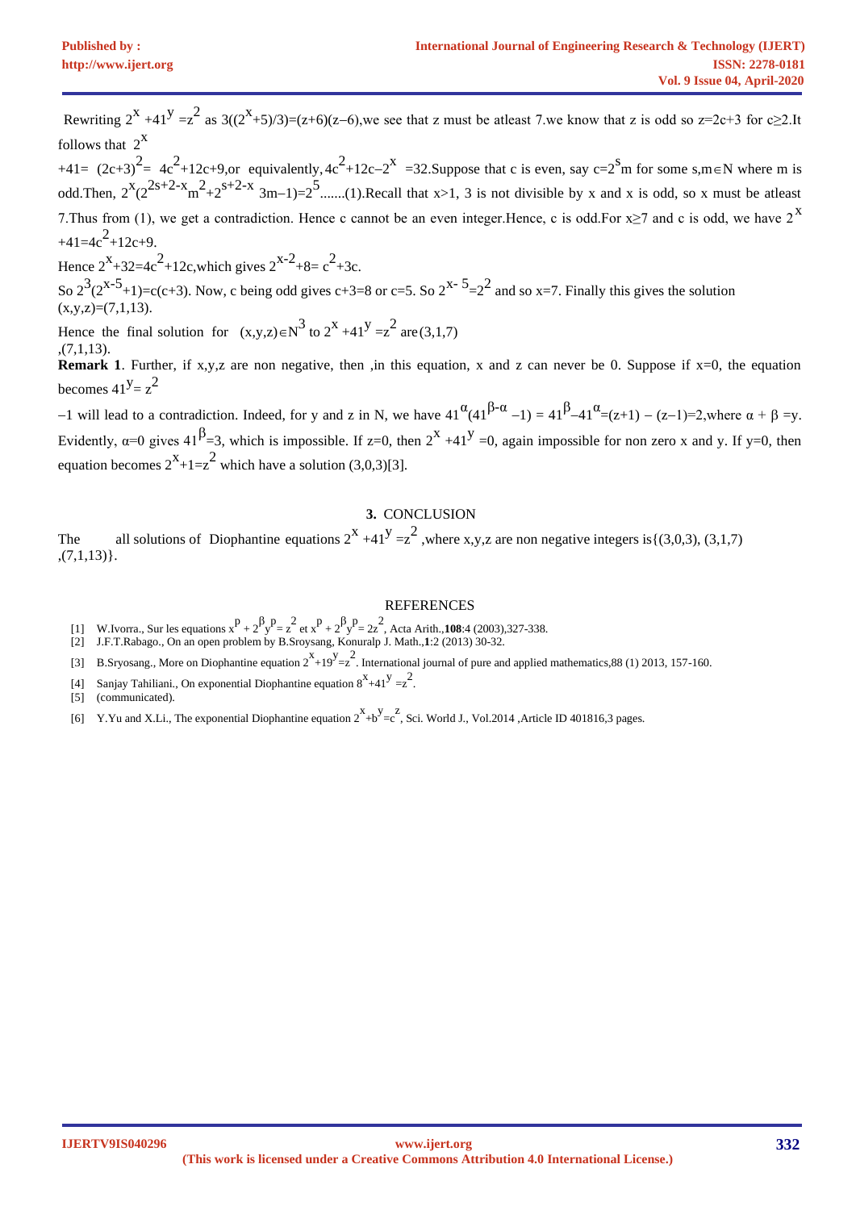Rewriting $2^x + 41^y = z^2$ as $3((2^x+5)/3) = (z+6)(z-6)$,we see that z must be atleast 7.we know that z is odd so $z=2c+3$ for $c\geq 2$.It follows that $2^x$

$+41= (2c+3)^2= 4c^2+12c+9$,or equivalently, $4c^2+12c-2^x =32$.Suppose that c is even, say $c=2^s m$ for some $s,m\in N$ where m is odd.Then, $2^x(2^{2s+2-x}m^2+2^{s+2-x}\,3m-1)=2^5$.......(1).Recall that $x>1$, 3 is not divisible by x and x is odd, so x must be atleast 7.Thus from (1), we get a contradiction. Hence c cannot be an even integer.Hence, c is odd.For $x\geq 7$ and c is odd, we have $2^x +41=4c^2+12c+9$.

Hence $2^x+32=4c^2+12c$,which gives $2^{x-2}+8= c^2+3c$.

So $2^3(2^{x-5}+1)=c(c+3)$. Now, c being odd gives $c+3=8$ or $c=5$. So $2^{x-5}=2^2$ and so $x=7$. Finally this gives the solution $(x,y,z)=(7,1,13)$.

Hence the final solution for $(x,y,z)\in N^3$ to $2^x +41^y =z^2$ are $(3,1,7)$ ,$(7,1,13)$.

**Remark 1**. Further, if x,y,z are non negative, then ,in this equation, x and z can never be 0. Suppose if $x=0$, the equation becomes $41^y= z^2$

$-1$ will lead to a contradiction. Indeed, for y and z in N, we have $41^{\alpha}(41^{\beta-\alpha} -1) = 41^{\beta}-41^{\alpha}=(z+1) - (z-1)=2$,where $\alpha + \beta =y$. Evidently, $\alpha=0$ gives $41^{\beta}=3$, which is impossible. If $z=0$, then $2^x +41^y =0$, again impossible for non zero x and y. If $y=0$, then equation becomes $2^x+1=z^2$ which have a solution $(3,0,3)$[3].

## 3. CONCLUSION

The all solutions of Diophantine equations $2^x +41^y =z^2$ ,where x,y,z are non negative integers is{(3,0,3), (3,1,7) ,(7,1,13)}.

## REFERENCES

[1] W.Ivorra., Sur les equations $x^p + 2^{\beta}y^p= z^2$ et $x^p + 2^{\beta}y^p= 2z^2$, Acta Arith.,**108**:4 (2003),327-338.

[2] J.F.T.Rabago., On an open problem by B.Sroysang, Konuralp J. Math.,**1**:2 (2013) 30-32.

[3] B.Sryosang., More on Diophantine equation $2^x+19^y=z^2$. International journal of pure and applied mathematics,88 (1) 2013, 157-160.

[4] Sanjay Tahiliani., On exponential Diophantine equation $8^x+41^y =z^2$.

[5] (communicated).

[6] Y.Yu and X.Li., The exponential Diophantine equation $2^x+b^y=c^z$, Sci. World J., Vol.2014 ,Article ID 401816,3 pages.